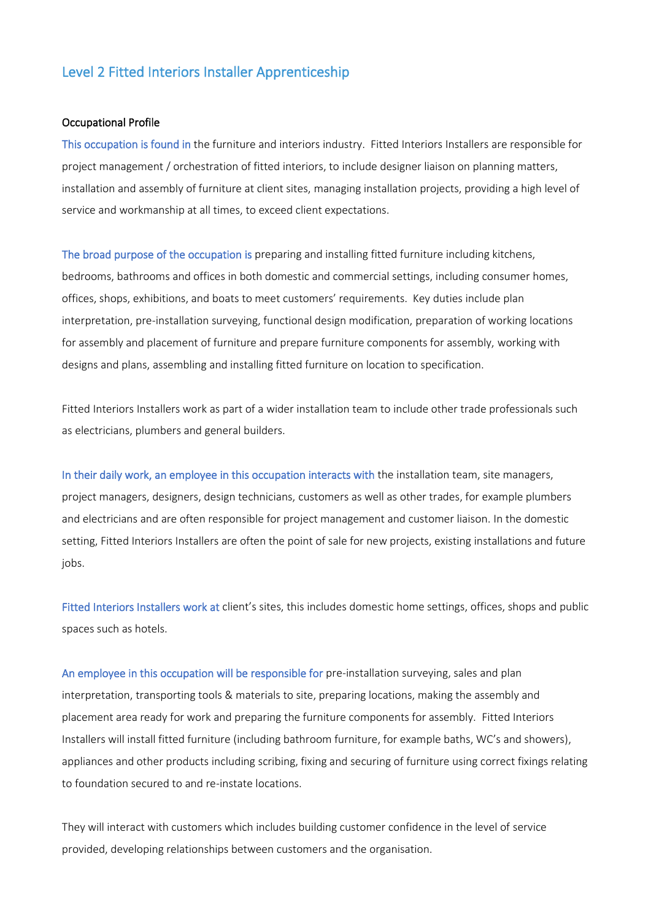# Level 2 Fitted Interiors Installer Apprenticeship

## Occupational Profile

This occupation is found in the furniture and interiors industry. Fitted Interiors Installers are responsible for project management / orchestration of fitted interiors, to include designer liaison on planning matters, installation and assembly of furniture at client sites, managing installation projects, providing a high level of service and workmanship at all times, to exceed client expectations.

The broad purpose of the occupation is preparing and installing fitted furniture including kitchens, bedrooms, bathrooms and offices in both domestic and commercial settings, including consumer homes, offices, shops, exhibitions, and boats to meet customers' requirements. Key duties include plan interpretation, pre-installation surveying, functional design modification, preparation of working locations for assembly and placement of furniture and prepare furniture components for assembly, working with designs and plans, assembling and installing fitted furniture on location to specification.

Fitted Interiors Installers work as part of a wider installation team to include other trade professionals such as electricians, plumbers and general builders.

In their daily work, an employee in this occupation interacts with the installation team, site managers, project managers, designers, design technicians, customers as well as other trades, for example plumbers and electricians and are often responsible for project management and customer liaison. In the domestic setting, Fitted Interiors Installers are often the point of sale for new projects, existing installations and future jobs.

Fitted Interiors Installers work at client's sites, this includes domestic home settings, offices, shops and public spaces such as hotels.

An employee in this occupation will be responsible for pre-installation surveying, sales and plan interpretation, transporting tools & materials to site, preparing locations, making the assembly and placement area ready for work and preparing the furniture components for assembly. Fitted Interiors Installers will install fitted furniture (including bathroom furniture, for example baths, WC's and showers), appliances and other products including scribing, fixing and securing of furniture using correct fixings relating to foundation secured to and re-instate locations.

They will interact with customers which includes building customer confidence in the level of service provided, developing relationships between customers and the organisation.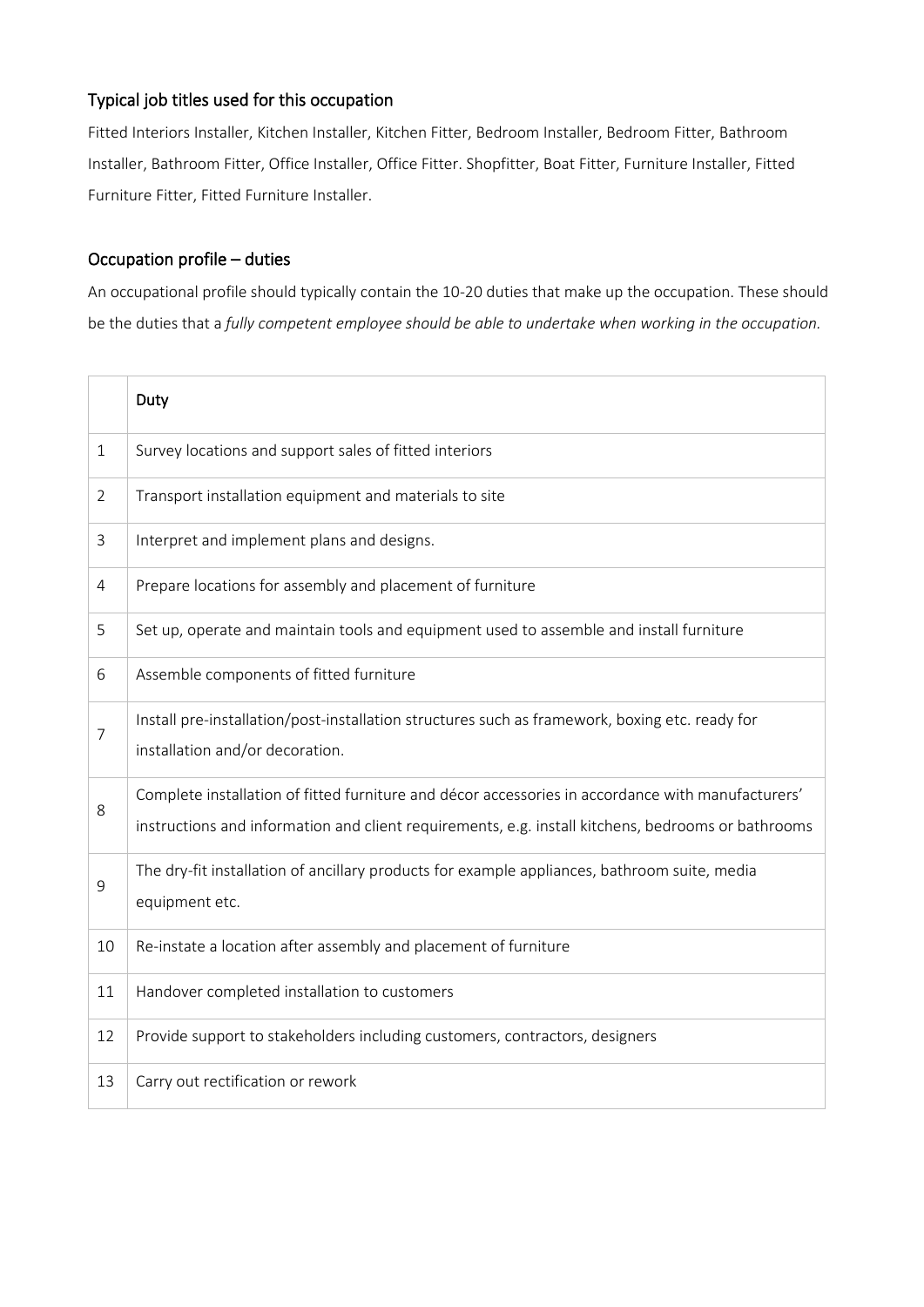## Typical job titles used for this occupation

Fitted Interiors Installer, Kitchen Installer, Kitchen Fitter, Bedroom Installer, Bedroom Fitter, Bathroom Installer, Bathroom Fitter, Office Installer, Office Fitter. Shopfitter, Boat Fitter, Furniture Installer, Fitted Furniture Fitter, Fitted Furniture Installer.

## Occupation profile – duties

An occupational profile should typically contain the 10-20 duties that make up the occupation. These should be the duties that a *fully competent employee should be able to undertake when working in the occupation.*

| | Duty |
|---|---|
| 1 | Survey locations and support sales of fitted interiors |
| 2 | Transport installation equipment and materials to site |
| 3 | Interpret and implement plans and designs. |
| 4 | Prepare locations for assembly and placement of furniture |
| 5 | Set up, operate and maintain tools and equipment used to assemble and install furniture |
| 6 | Assemble components of fitted furniture |
| 7 | Install pre-installation/post-installation structures such as framework, boxing etc. ready for installation and/or decoration. |
| 8 | Complete installation of fitted furniture and décor accessories in accordance with manufacturers' instructions and information and client requirements, e.g. install kitchens, bedrooms or bathrooms |
| 9 | The dry-fit installation of ancillary products for example appliances, bathroom suite, media equipment etc. |
| 10 | Re-instate a location after assembly and placement of furniture |
| 11 | Handover completed installation to customers |
| 12 | Provide support to stakeholders including customers, contractors, designers |
| 13 | Carry out rectification or rework |